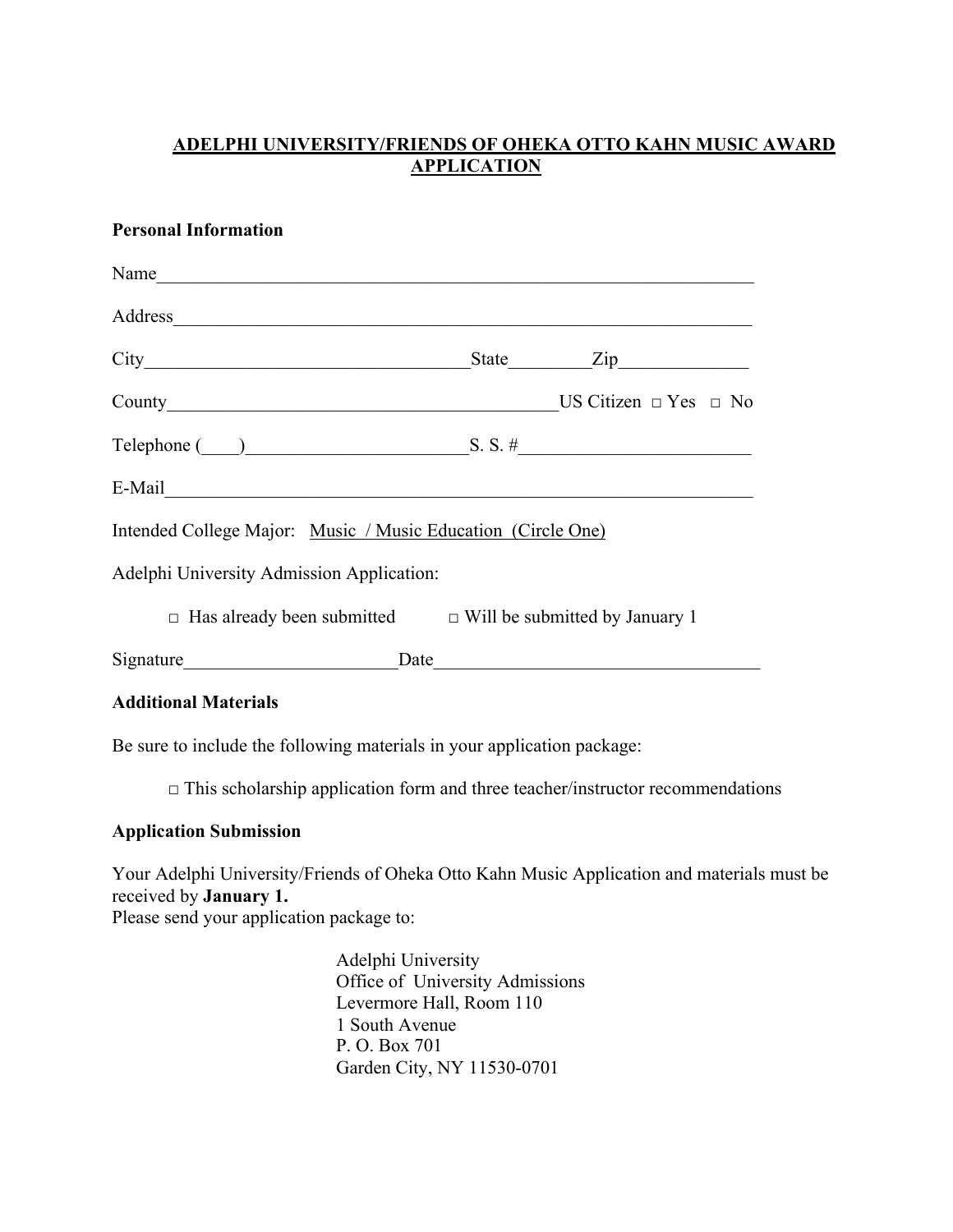# ADELPHI UNIVERSITY/FRIENDS OF OHEKA OTTO KAHN MUSIC AWARD APPLICATION

**Personal Information**

Name_______________________________________________________________

Address_____________________________________________________________

City___________________________________State_________Zip______________

County_____________________________________________US Citizen □ Yes □ No

Telephone (____)________________________S. S. #_________________________

E-Mail______________________________________________________________

Intended College Major: Music / Music Education (Circle One)

Adelphi University Admission Application:

□ Has already been submitted □ Will be submitted by January 1

Signature_______________________Date___________________________________

**Additional Materials**

Be sure to include the following materials in your application package:

□ This scholarship application form and three teacher/instructor recommendations

**Application Submission**

Your Adelphi University/Friends of Oheka Otto Kahn Music Application and materials must be received by **January 1.**
Please send your application package to:

Adelphi University
Office of University Admissions
Levermore Hall, Room 110
1 South Avenue
P. O. Box 701
Garden City, NY 11530-0701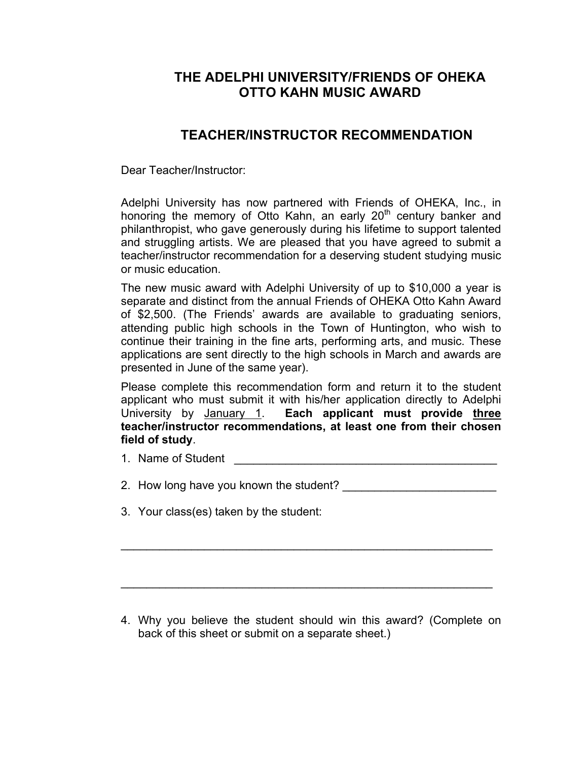# THE ADELPHI UNIVERSITY/FRIENDS OF OHEKA OTTO KAHN MUSIC AWARD

## TEACHER/INSTRUCTOR RECOMMENDATION

Dear Teacher/Instructor:

Adelphi University has now partnered with Friends of OHEKA, Inc., in honoring the memory of Otto Kahn, an early 20th century banker and philanthropist, who gave generously during his lifetime to support talented and struggling artists. We are pleased that you have agreed to submit a teacher/instructor recommendation for a deserving student studying music or music education.

The new music award with Adelphi University of up to $10,000 a year is separate and distinct from the annual Friends of OHEKA Otto Kahn Award of $2,500. (The Friends' awards are available to graduating seniors, attending public high schools in the Town of Huntington, who wish to continue their training in the fine arts, performing arts, and music. These applications are sent directly to the high schools in March and awards are presented in June of the same year).

Please complete this recommendation form and return it to the student applicant who must submit it with his/her application directly to Adelphi University by <u>January 1</u>. **Each applicant must provide <u>three</u> teacher/instructor recommendations, at least one from their chosen field of study**.

1. Name of Student ___________________________________________

2. How long have you known the student? ________________________

3. Your class(es) taken by the student:

_____________________________________________________________

_____________________________________________________________

4. Why you believe the student should win this award? (Complete on back of this sheet or submit on a separate sheet.)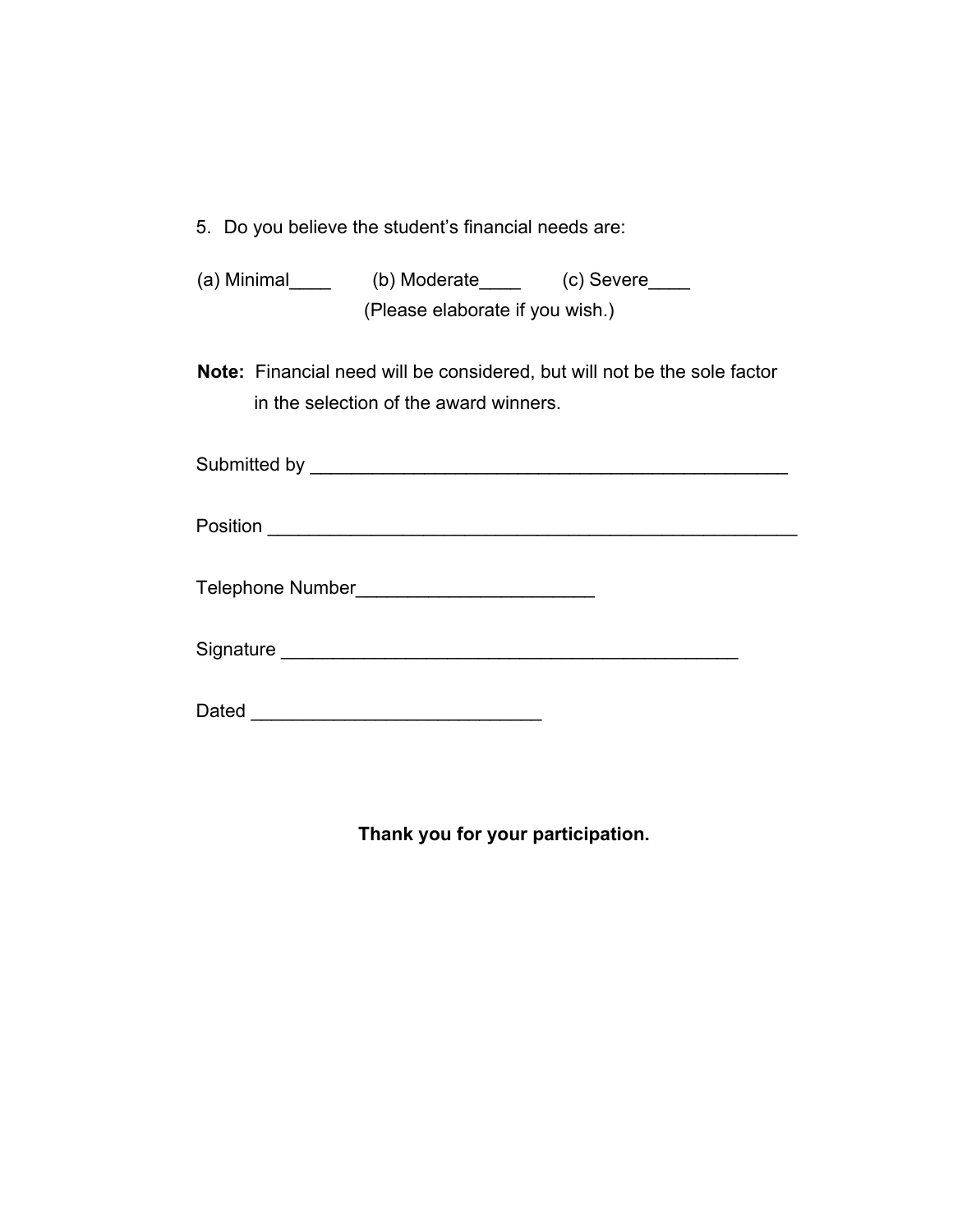5. Do you believe the student's financial needs are:

(a) Minimal____ (b) Moderate____ (c) Severe____
(Please elaborate if you wish.)

**Note:** Financial need will be considered, but will not be the sole factor in the selection of the award winners.

Submitted by ________________________________________________

Position _____________________________________________________

Telephone Number_______________________

Signature ______________________________________________

Dated ____________________________

**Thank you for your participation.**